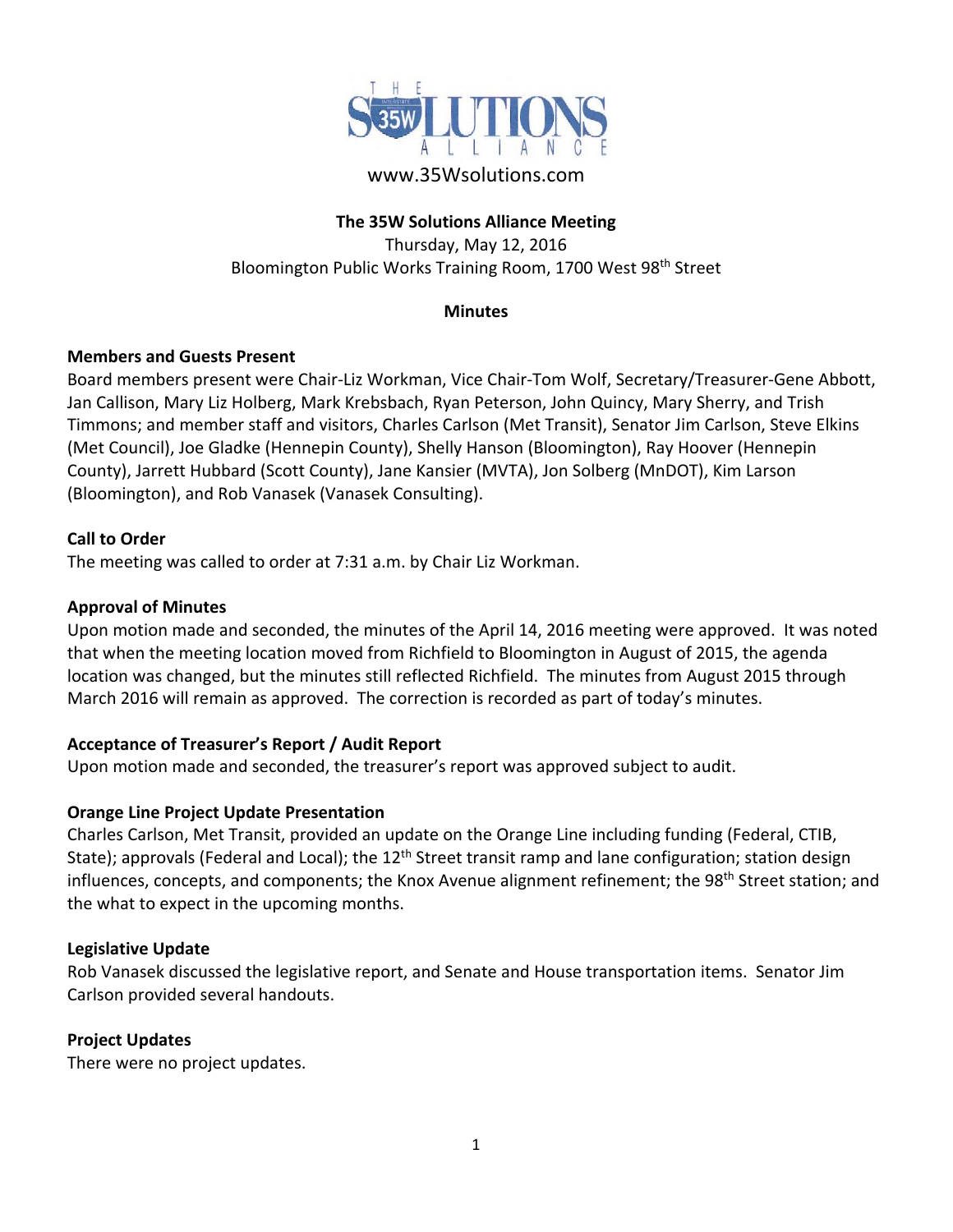www.35Wsolutions.com

# The 35W Solutions Alliance Meeting

Thursday, May 12, 2016

Bloomington Public Works Training Room, 1700 West 98th Street

## Minutes

### Members and Guests Present

Board members present were Chair-Liz Workman, Vice Chair-Tom Wolf, Secretary/Treasurer-Gene Abbott, Jan Callison, Mary Liz Holberg, Mark Krebsbach, Ryan Peterson, John Quincy, Mary Sherry, and Trish Timmons; and member staff and visitors, Charles Carlson (Met Transit), Senator Jim Carlson, Steve Elkins (Met Council), Joe Gladke (Hennepin County), Shelly Hanson (Bloomington), Ray Hoover (Hennepin County), Jarrett Hubbard (Scott County), Jane Kansier (MVTA), Jon Solberg (MnDOT), Kim Larson (Bloomington), and Rob Vanasek (Vanasek Consulting).

### Call to Order

The meeting was called to order at 7:31 a.m. by Chair Liz Workman.

### Approval of Minutes

Upon motion made and seconded, the minutes of the April 14, 2016 meeting were approved. It was noted that when the meeting location moved from Richfield to Bloomington in August of 2015, the agenda location was changed, but the minutes still reflected Richfield. The minutes from August 2015 through March 2016 will remain as approved. The correction is recorded as part of today's minutes.

### Acceptance of Treasurer's Report / Audit Report

Upon motion made and seconded, the treasurer's report was approved subject to audit.

### Orange Line Project Update Presentation

Charles Carlson, Met Transit, provided an update on the Orange Line including funding (Federal, CTIB, State); approvals (Federal and Local); the 12th Street transit ramp and lane configuration; station design influences, concepts, and components; the Knox Avenue alignment refinement; the 98th Street station; and the what to expect in the upcoming months.

### Legislative Update

Rob Vanasek discussed the legislative report, and Senate and House transportation items. Senator Jim Carlson provided several handouts.

### Project Updates

There were no project updates.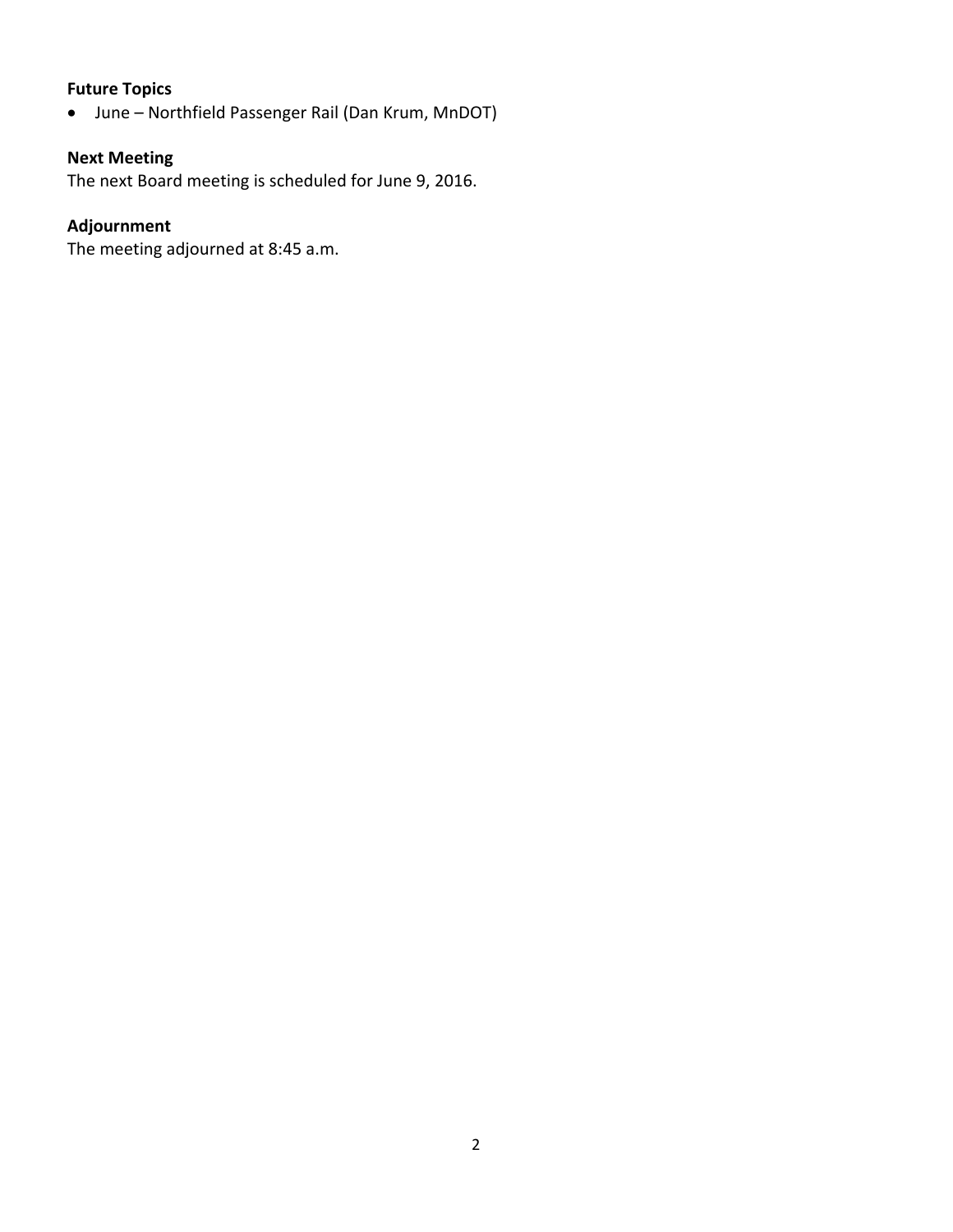**Future Topics**

- June – Northfield Passenger Rail (Dan Krum, MnDOT)

**Next Meeting**

The next Board meeting is scheduled for June 9, 2016.

**Adjournment**

The meeting adjourned at 8:45 a.m.